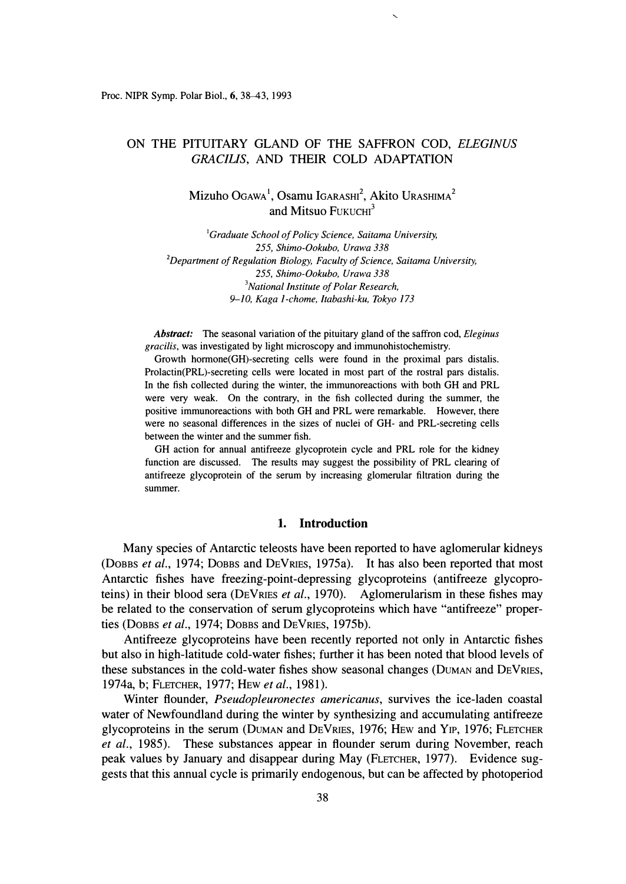# ON THE PITUITARY GLAND OF THE SAFFRON COD, *ELEGINUS GRACILIS*, AND THEIR COLD ADAPTATION

Mizuho OGAWA[1], Osamu IGARASHI[2], Akito URASHIMA[2] and Mitsuo FUKUCHI[3]

[1]*Graduate School of Policy Science, Saitama University, 255, Shimo-Ookubo, Urawa 338*

[2]*Department of Regulation Biology, Faculty of Science, Saitama University, 255, Shimo-Ookubo, Urawa 338*

[3]*National Institute of Polar Research, 9–10, Kaga 1-chome, Itabashi-ku, Tokyo 173*

***Abstract:*** The seasonal variation of the pituitary gland of the saffron cod, *Eleginus gracilis*, was investigated by light microscopy and immunohistochemistry.

Growth hormone(GH)-secreting cells were found in the proximal pars distalis. Prolactin(PRL)-secreting cells were located in most part of the rostral pars distalis. In the fish collected during the winter, the immunoreactions with both GH and PRL were very weak. On the contrary, in the fish collected during the summer, the positive immunoreactions with both GH and PRL were remarkable. However, there were no seasonal differences in the sizes of nuclei of GH- and PRL-secreting cells between the winter and the summer fish.

GH action for annual antifreeze glycoprotein cycle and PRL role for the kidney function are discussed. The results may suggest the possibility of PRL clearing of antifreeze glycoprotein of the serum by increasing glomerular filtration during the summer.

## 1. Introduction

Many species of Antarctic teleosts have been reported to have aglomerular kidneys (DOBBS *et al.*, 1974; DOBBS and DEVRIES, 1975a). It has also been reported that most Antarctic fishes have freezing-point-depressing glycoproteins (antifreeze glycoproteins) in their blood sera (DEVRIES *et al.*, 1970). Aglomerularism in these fishes may be related to the conservation of serum glycoproteins which have "antifreeze" properties (DOBBS *et al.*, 1974; DOBBS and DEVRIES, 1975b).

Antifreeze glycoproteins have been recently reported not only in Antarctic fishes but also in high-latitude cold-water fishes; further it has been noted that blood levels of these substances in the cold-water fishes show seasonal changes (DUMAN and DEVRIES, 1974a, b; FLETCHER, 1977; HEW *et al.*, 1981).

Winter flounder, *Pseudopleuronectes americanus*, survives the ice-laden coastal water of Newfoundland during the winter by synthesizing and accumulating antifreeze glycoproteins in the serum (DUMAN and DEVRIES, 1976; HEW and YIP, 1976; FLETCHER *et al.*, 1985). These substances appear in flounder serum during November, reach peak values by January and disappear during May (FLETCHER, 1977). Evidence suggests that this annual cycle is primarily endogenous, but can be affected by photoperiod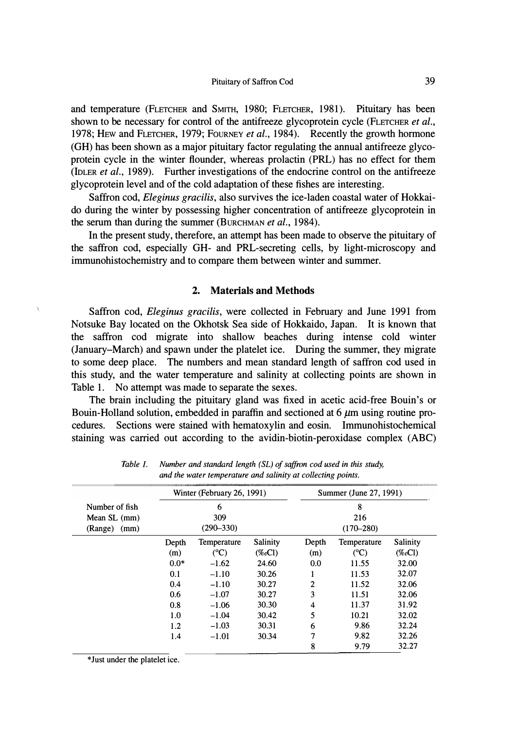and temperature (FLETCHER and SMITH, 1980; FLETCHER, 1981). Pituitary has been shown to be necessary for control of the antifreeze glycoprotein cycle (FLETCHER *et al.*, 1978; HEW and FLETCHER, 1979; FOURNEY *et al.*, 1984). Recently the growth hormone (GH) has been shown as a major pituitary factor regulating the annual antifreeze glycoprotein cycle in the winter flounder, whereas prolactin (PRL) has no effect for them (IDLER *et al.*, 1989). Further investigations of the endocrine control on the antifreeze glycoprotein level and of the cold adaptation of these fishes are interesting.

Saffron cod, *Eleginus gracilis*, also survives the ice-laden coastal water of Hokkaido during the winter by possessing higher concentration of antifreeze glycoprotein in the serum than during the summer (BURCHMAN *et al.*, 1984).

In the present study, therefore, an attempt has been made to observe the pituitary of the saffron cod, especially GH- and PRL-secreting cells, by light-microscopy and immunohistochemistry and to compare them between winter and summer.

## 2. Materials and Methods

Saffron cod, *Eleginus gracilis*, were collected in February and June 1991 from Notsuke Bay located on the Okhotsk Sea side of Hokkaido, Japan. It is known that the saffron cod migrate into shallow beaches during intense cold winter (January–March) and spawn under the platelet ice. During the summer, they migrate to some deep place. The numbers and mean standard length of saffron cod used in this study, and the water temperature and salinity at collecting points are shown in Table 1. No attempt was made to separate the sexes.

The brain including the pituitary gland was fixed in acetic acid-free Bouin's or Bouin-Holland solution, embedded in paraffin and sectioned at 6 μm using routine procedures. Sections were stained with hematoxylin and eosin. Immunohistochemical staining was carried out according to the avidin-biotin-peroxidase complex (ABC)

*Table 1. Number and standard length (SL) of saffron cod used in this study, and the water temperature and salinity at collecting points.*

| | Winter (February 26, 1991) | | | Summer (June 27, 1991) | | |
|---|---|---|---|---|---|---|
| Number of fish | | 6 | | | 8 | |
| Mean SL (mm) | | 309 | | | 216 | |
| (Range) (mm) | | (290–330) | | | (170–280) | |
| | Depth (m) | Temperature (°C) | Salinity (‰Cl) | Depth (m) | Temperature (°C) | Salinity (‰Cl) |
| | 0.0* | −1.62 | 24.60 | 0.0 | 11.55 | 32.00 |
| | 0.1 | −1.10 | 30.26 | 1 | 11.53 | 32.07 |
| | 0.4 | −1.10 | 30.27 | 2 | 11.52 | 32.06 |
| | 0.6 | −1.07 | 30.27 | 3 | 11.51 | 32.06 |
| | 0.8 | −1.06 | 30.30 | 4 | 11.37 | 31.92 |
| | 1.0 | −1.04 | 30.42 | 5 | 10.21 | 32.02 |
| | 1.2 | −1.03 | 30.31 | 6 | 9.86 | 32.24 |
| | 1.4 | −1.01 | 30.34 | 7 | 9.82 | 32.26 |
| | | | | 8 | 9.79 | 32.27 |

*Just under the platelet ice.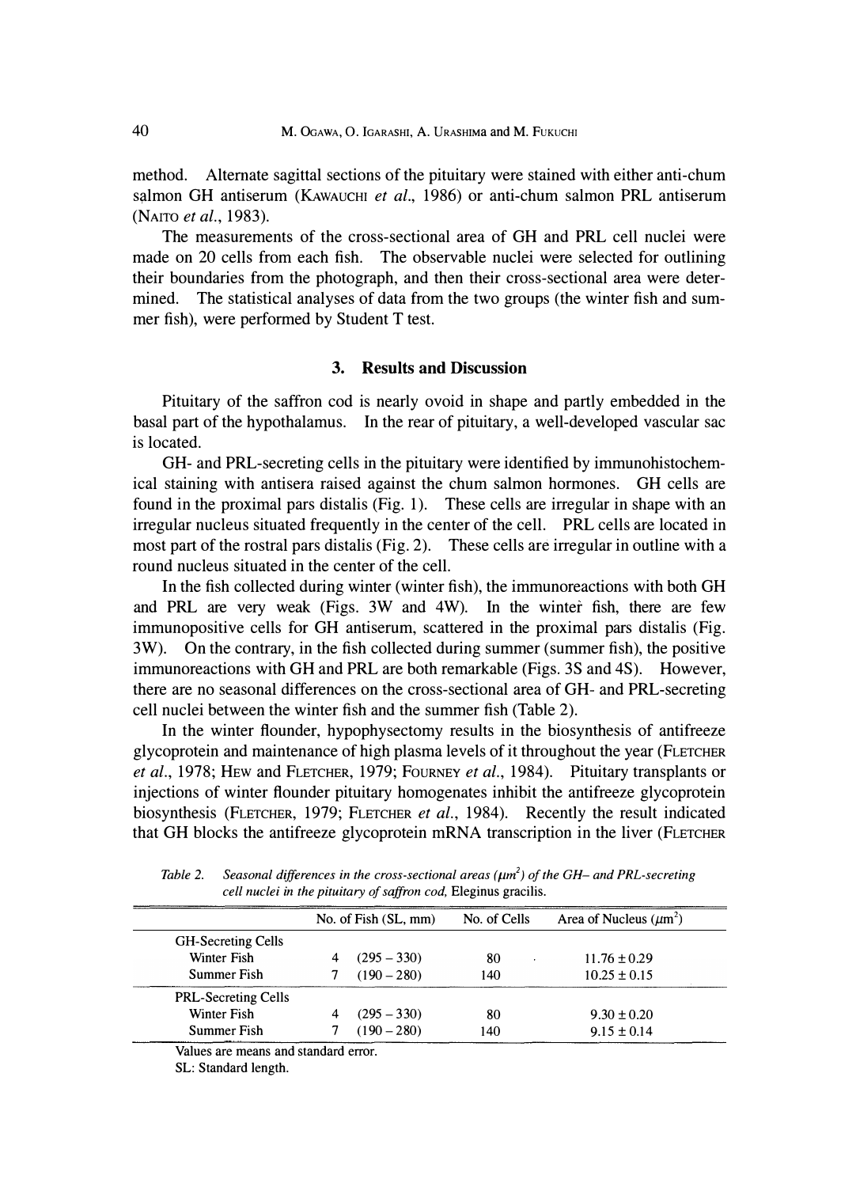method. Alternate sagittal sections of the pituitary were stained with either anti-chum salmon GH antiserum (KAWAUCHI *et al.*, 1986) or anti-chum salmon PRL antiserum (NAITO *et al.*, 1983).

The measurements of the cross-sectional area of GH and PRL cell nuclei were made on 20 cells from each fish. The observable nuclei were selected for outlining their boundaries from the photograph, and then their cross-sectional area were determined. The statistical analyses of data from the two groups (the winter fish and summer fish), were performed by Student T test.

## 3. Results and Discussion

Pituitary of the saffron cod is nearly ovoid in shape and partly embedded in the basal part of the hypothalamus. In the rear of pituitary, a well-developed vascular sac is located.

GH- and PRL-secreting cells in the pituitary were identified by immunohistochemical staining with antisera raised against the chum salmon hormones. GH cells are found in the proximal pars distalis (Fig. 1). These cells are irregular in shape with an irregular nucleus situated frequently in the center of the cell. PRL cells are located in most part of the rostral pars distalis (Fig. 2). These cells are irregular in outline with a round nucleus situated in the center of the cell.

In the fish collected during winter (winter fish), the immunoreactions with both GH and PRL are very weak (Figs. 3W and 4W). In the winter fish, there are few immunopositive cells for GH antiserum, scattered in the proximal pars distalis (Fig. 3W). On the contrary, in the fish collected during summer (summer fish), the positive immunoreactions with GH and PRL are both remarkable (Figs. 3S and 4S). However, there are no seasonal differences on the cross-sectional area of GH- and PRL-secreting cell nuclei between the winter fish and the summer fish (Table 2).

In the winter flounder, hypophysectomy results in the biosynthesis of antifreeze glycoprotein and maintenance of high plasma levels of it throughout the year (FLETCHER *et al.*, 1978; HEW and FLETCHER, 1979; FOURNEY *et al.*, 1984). Pituitary transplants or injections of winter flounder pituitary homogenates inhibit the antifreeze glycoprotein biosynthesis (FLETCHER, 1979; FLETCHER *et al.*, 1984). Recently the result indicated that GH blocks the antifreeze glycoprotein mRNA transcription in the liver (FLETCHER

*Table 2. Seasonal differences in the cross-sectional areas ($\mu m^2$) of the GH– and PRL-secreting cell nuclei in the pituitary of saffron cod,* Eleginus gracilis.

| | No. of Fish (SL, mm) | No. of Cells | Area of Nucleus ($\mu m^2$) |
|---|---|---|---|
| GH-Secreting Cells | | | |
| Winter Fish | 4 (295 – 330) | 80 | $11.76 \pm 0.29$ |
| Summer Fish | 7 (190 – 280) | 140 | $10.25 \pm 0.15$ |
| PRL-Secreting Cells | | | |
| Winter Fish | 4 (295 – 330) | 80 | $9.30 \pm 0.20$ |
| Summer Fish | 7 (190 – 280) | 140 | $9.15 \pm 0.14$ |

Values are means and standard error.
SL: Standard length.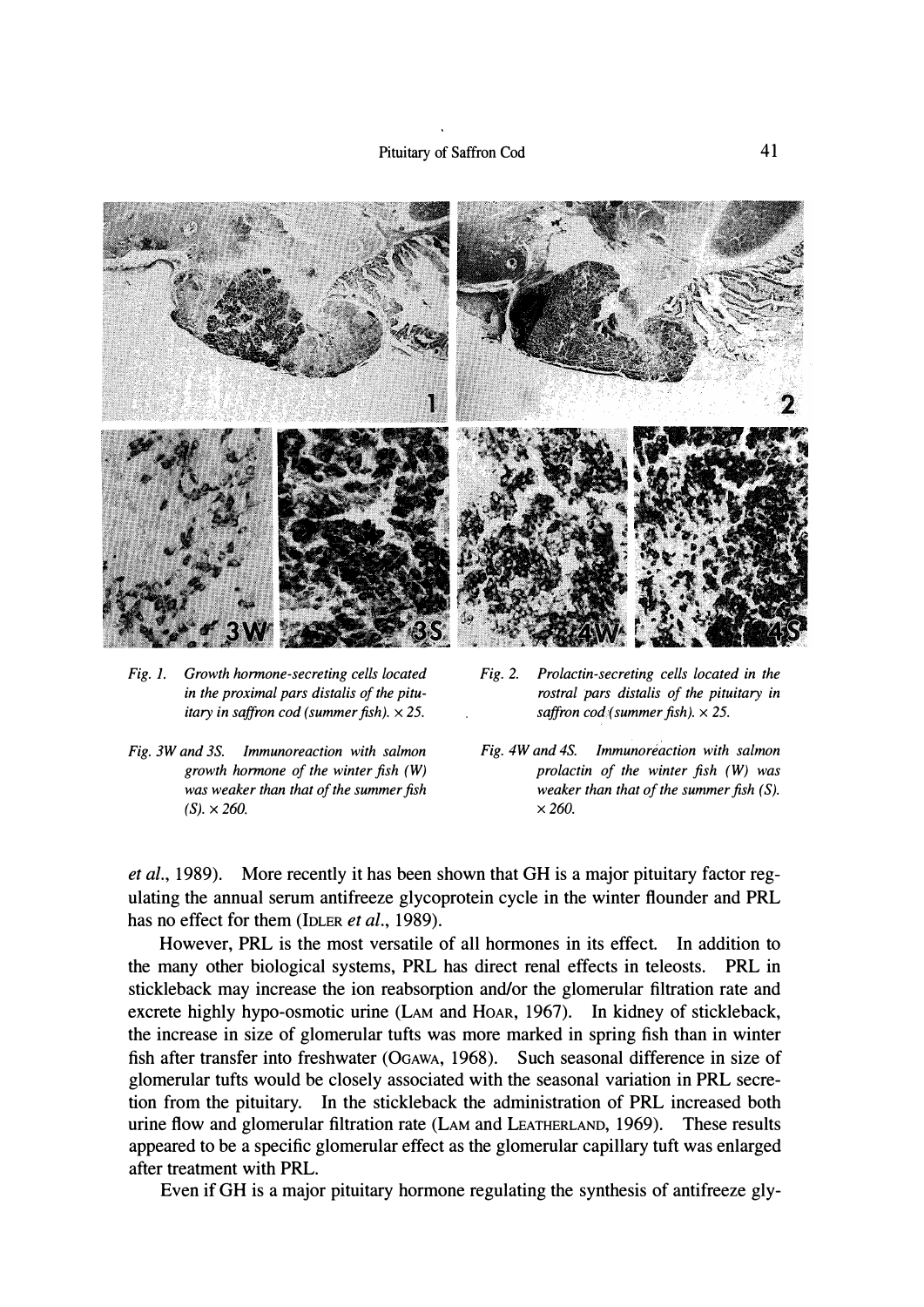*Fig. 1. Growth hormone-secreting cells located in the proximal pars distalis of the pituitary in saffron cod (summer fish).* × 25.

*Fig. 2. Prolactin-secreting cells located in the rostral pars distalis of the pituitary in saffron cod (summer fish).* × 25.

*Fig. 3W and 3S. Immunoreaction with salmon growth hormone of the winter fish (W) was weaker than that of the summer fish (S).* × 260.

*Fig. 4W and 4S. Immunoreaction with salmon prolactin of the winter fish (W) was weaker than that of the summer fish (S).* × 260.

*et al.*, 1989). More recently it has been shown that GH is a major pituitary factor regulating the annual serum antifreeze glycoprotein cycle in the winter flounder and PRL has no effect for them (IDLER *et al.*, 1989).

However, PRL is the most versatile of all hormones in its effect. In addition to the many other biological systems, PRL has direct renal effects in teleosts. PRL in stickleback may increase the ion reabsorption and/or the glomerular filtration rate and excrete highly hypo-osmotic urine (LAM and HOAR, 1967). In kidney of stickleback, the increase in size of glomerular tufts was more marked in spring fish than in winter fish after transfer into freshwater (OGAWA, 1968). Such seasonal difference in size of glomerular tufts would be closely associated with the seasonal variation in PRL secretion from the pituitary. In the stickleback the administration of PRL increased both urine flow and glomerular filtration rate (LAM and LEATHERLAND, 1969). These results appeared to be a specific glomerular effect as the glomerular capillary tuft was enlarged after treatment with PRL.

Even if GH is a major pituitary hormone regulating the synthesis of antifreeze gly-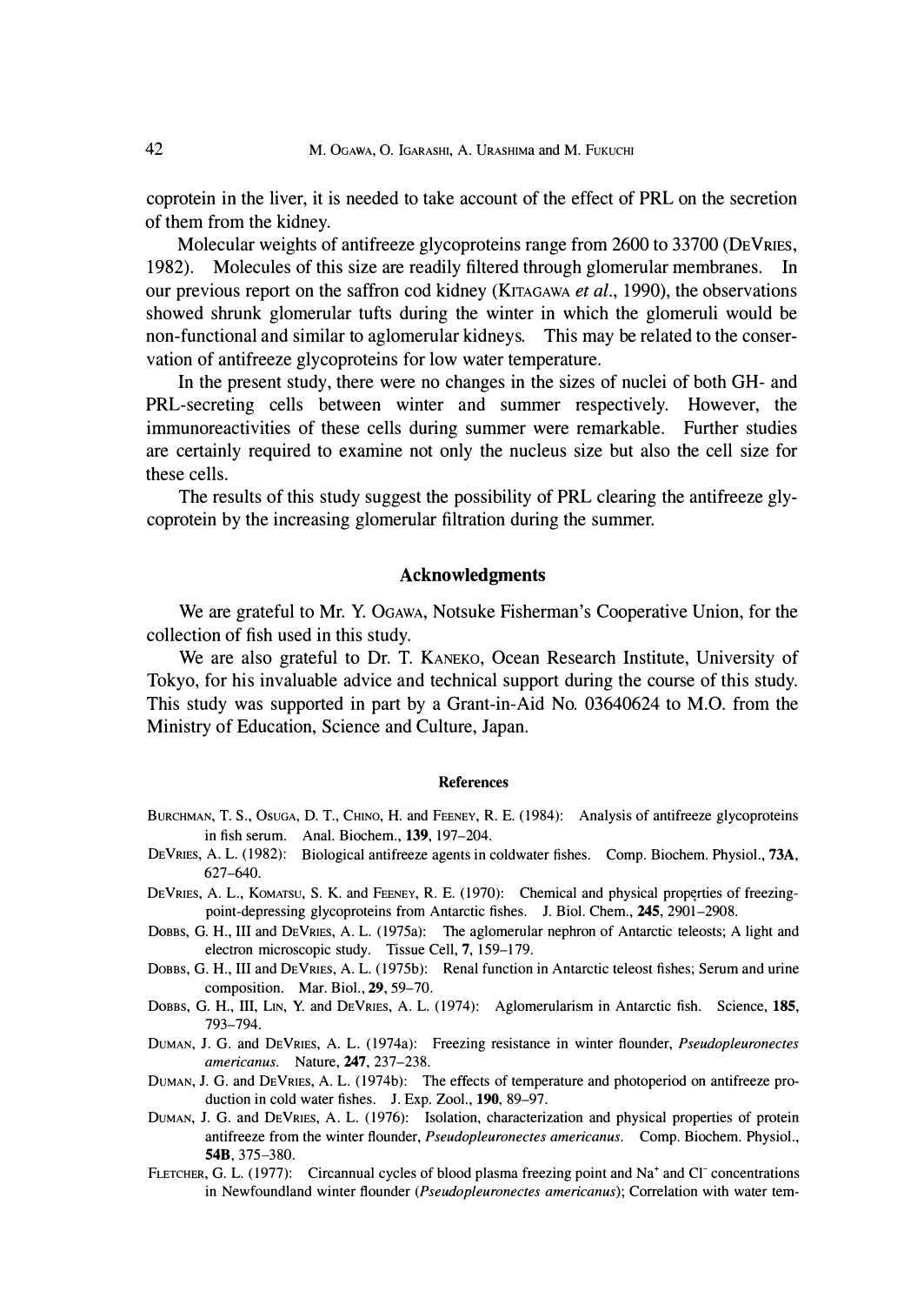coprotein in the liver, it is needed to take account of the effect of PRL on the secretion of them from the kidney.

Molecular weights of antifreeze glycoproteins range from 2600 to 33700 (DeVries, 1982). Molecules of this size are readily filtered through glomerular membranes. In our previous report on the saffron cod kidney (Kitagawa *et al.*, 1990), the observations showed shrunk glomerular tufts during the winter in which the glomeruli would be non-functional and similar to aglomerular kidneys. This may be related to the conservation of antifreeze glycoproteins for low water temperature.

In the present study, there were no changes in the sizes of nuclei of both GH- and PRL-secreting cells between winter and summer respectively. However, the immunoreactivities of these cells during summer were remarkable. Further studies are certainly required to examine not only the nucleus size but also the cell size for these cells.

The results of this study suggest the possibility of PRL clearing the antifreeze glycoprotein by the increasing glomerular filtration during the summer.

## Acknowledgments

We are grateful to Mr. Y. Ogawa, Notsuke Fisherman's Cooperative Union, for the collection of fish used in this study.

We are also grateful to Dr. T. Kaneko, Ocean Research Institute, University of Tokyo, for his invaluable advice and technical support during the course of this study. This study was supported in part by a Grant-in-Aid No. 03640624 to M.O. from the Ministry of Education, Science and Culture, Japan.

### References

Burchman, T. S., Osuga, D. T., Chino, H. and Feeney, R. E. (1984): Analysis of antifreeze glycoproteins in fish serum. Anal. Biochem., **139**, 197–204.

DeVries, A. L. (1982): Biological antifreeze agents in coldwater fishes. Comp. Biochem. Physiol., **73A**, 627–640.

DeVries, A. L., Komatsu, S. K. and Feeney, R. E. (1970): Chemical and physical properties of freezing-point-depressing glycoproteins from Antarctic fishes. J. Biol. Chem., **245**, 2901–2908.

Dobbs, G. H., III and DeVries, A. L. (1975a): The aglomerular nephron of Antarctic teleosts; A light and electron microscopic study. Tissue Cell, **7**, 159–179.

Dobbs, G. H., III and DeVries, A. L. (1975b): Renal function in Antarctic teleost fishes; Serum and urine composition. Mar. Biol., **29**, 59–70.

Dobbs, G. H., III, Lin, Y. and DeVries, A. L. (1974): Aglomerularism in Antarctic fish. Science, **185**, 793–794.

Duman, J. G. and DeVries, A. L. (1974a): Freezing resistance in winter flounder, *Pseudopleuronectes americanus*. Nature, **247**, 237–238.

Duman, J. G. and DeVries, A. L. (1974b): The effects of temperature and photoperiod on antifreeze production in cold water fishes. J. Exp. Zool., **190**, 89–97.

Duman, J. G. and DeVries, A. L. (1976): Isolation, characterization and physical properties of protein antifreeze from the winter flounder, *Pseudopleuronectes americanus*. Comp. Biochem. Physiol., **54B**, 375–380.

Fletcher, G. L. (1977): Circannual cycles of blood plasma freezing point and $Na^{+}$ and $Cl^{-}$ concentrations in Newfoundland winter flounder (*Pseudopleuronectes americanus*); Correlation with water tem-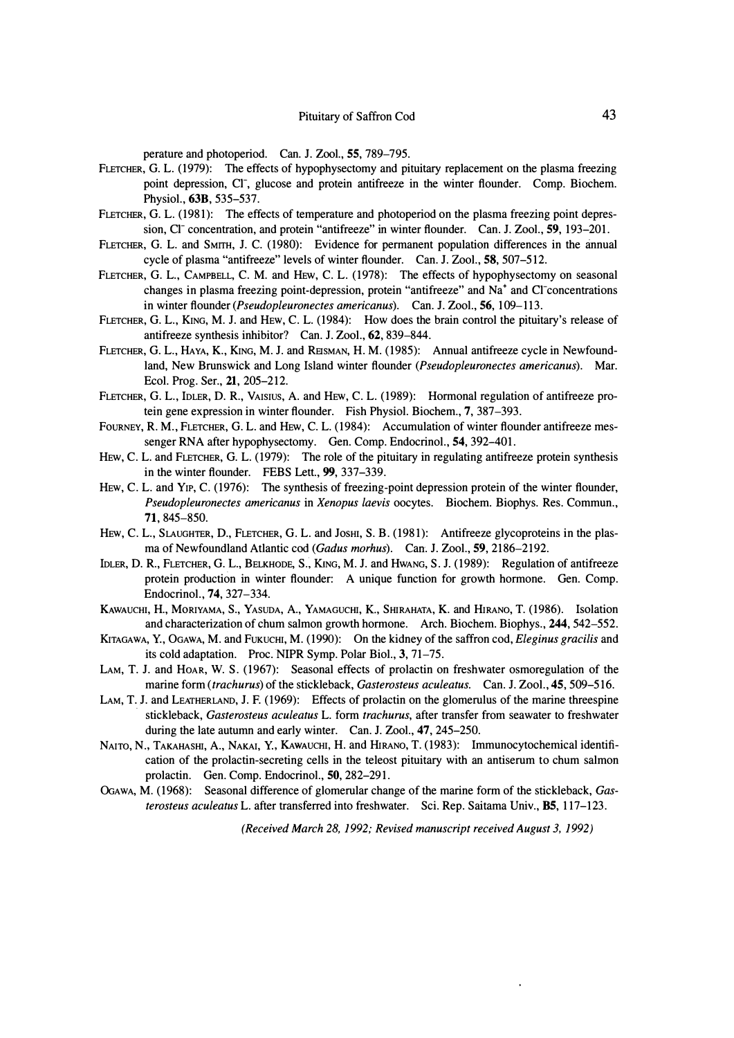perature and photoperiod. Can. J. Zool., **55**, 789–795.

FLETCHER, G. L. (1979): The effects of hypophysectomy and pituitary replacement on the plasma freezing point depression, $Cl^-$, glucose and protein antifreeze in the winter flounder. Comp. Biochem. Physiol., **63B**, 535–537.

FLETCHER, G. L. (1981): The effects of temperature and photoperiod on the plasma freezing point depression, $Cl^-$ concentration, and protein "antifreeze" in winter flounder. Can. J. Zool., **59**, 193–201.

FLETCHER, G. L. and SMITH, J. C. (1980): Evidence for permanent population differences in the annual cycle of plasma "antifreeze" levels of winter flounder. Can. J. Zool., **58**, 507–512.

FLETCHER, G. L., CAMPBELL, C. M. and HEW, C. L. (1978): The effects of hypophysectomy on seasonal changes in plasma freezing point-depression, protein "antifreeze" and $Na^+$ and $Cl^-$ concentrations in winter flounder (*Pseudopleuronectes americanus*). Can. J. Zool., **56**, 109–113.

FLETCHER, G. L., KING, M. J. and HEW, C. L. (1984): How does the brain control the pituitary's release of antifreeze synthesis inhibitor? Can. J. Zool., **62**, 839–844.

FLETCHER, G. L., HAYA, K., KING, M. J. and REISMAN, H. M. (1985): Annual antifreeze cycle in Newfoundland, New Brunswick and Long Island winter flounder (*Pseudopleuronectes americanus*). Mar. Ecol. Prog. Ser., **21**, 205–212.

FLETCHER, G. L., IDLER, D. R., VAISIUS, A. and HEW, C. L. (1989): Hormonal regulation of antifreeze protein gene expression in winter flounder. Fish Physiol. Biochem., **7**, 387–393.

FOURNEY, R. M., FLETCHER, G. L. and HEW, C. L. (1984): Accumulation of winter flounder antifreeze messenger RNA after hypophysectomy. Gen. Comp. Endocrinol., **54**, 392–401.

HEW, C. L. and FLETCHER, G. L. (1979): The role of the pituitary in regulating antifreeze protein synthesis in the winter flounder. FEBS Lett., **99**, 337–339.

HEW, C. L. and YIP, C. (1976): The synthesis of freezing-point depression protein of the winter flounder, *Pseudopleuronectes americanus* in *Xenopus laevis* oocytes. Biochem. Biophys. Res. Commun., **71**, 845–850.

HEW, C. L., SLAUGHTER, D., FLETCHER, G. L. and JOSHI, S. B. (1981): Antifreeze glycoproteins in the plasma of Newfoundland Atlantic cod (*Gadus morhus*). Can. J. Zool., **59**, 2186–2192.

IDLER, D. R., FLETCHER, G. L., BELKHODE, S., KING, M. J. and HWANG, S. J. (1989): Regulation of antifreeze protein production in winter flounder: A unique function for growth hormone. Gen. Comp. Endocrinol., **74**, 327–334.

KAWAUCHI, H., MORIYAMA, S., YASUDA, A., YAMAGUCHI, K., SHIRAHATA, K. and HIRANO, T. (1986). Isolation and characterization of chum salmon growth hormone. Arch. Biochem. Biophys., **244**, 542–552.

KITAGAWA, Y., OGAWA, M. and FUKUCHI, M. (1990): On the kidney of the saffron cod, *Eleginus gracilis* and its cold adaptation. Proc. NIPR Symp. Polar Biol., **3**, 71–75.

LAM, T. J. and HOAR, W. S. (1967): Seasonal effects of prolactin on freshwater osmoregulation of the marine form (*trachurus*) of the stickleback, *Gasterosteus aculeatus*. Can. J. Zool., **45**, 509–516.

LAM, T. J. and LEATHERLAND, J. F. (1969): Effects of prolactin on the glomerulus of the marine threespine stickleback, *Gasterosteus aculeatus* L. form *trachurus*, after transfer from seawater to freshwater during the late autumn and early winter. Can. J. Zool., **47**, 245–250.

NAITO, N., TAKAHASHI, A., NAKAI, Y., KAWAUCHI, H. and HIRANO, T. (1983): Immunocytochemical identification of the prolactin-secreting cells in the teleost pituitary with an antiserum to chum salmon prolactin. Gen. Comp. Endocrinol., **50**, 282–291.

OGAWA, M. (1968): Seasonal difference of glomerular change of the marine form of the stickleback, *Gasterosteus aculeatus* L. after transferred into freshwater. Sci. Rep. Saitama Univ., **B5**, 117–123.

*(Received March 28, 1992; Revised manuscript received August 3, 1992)*